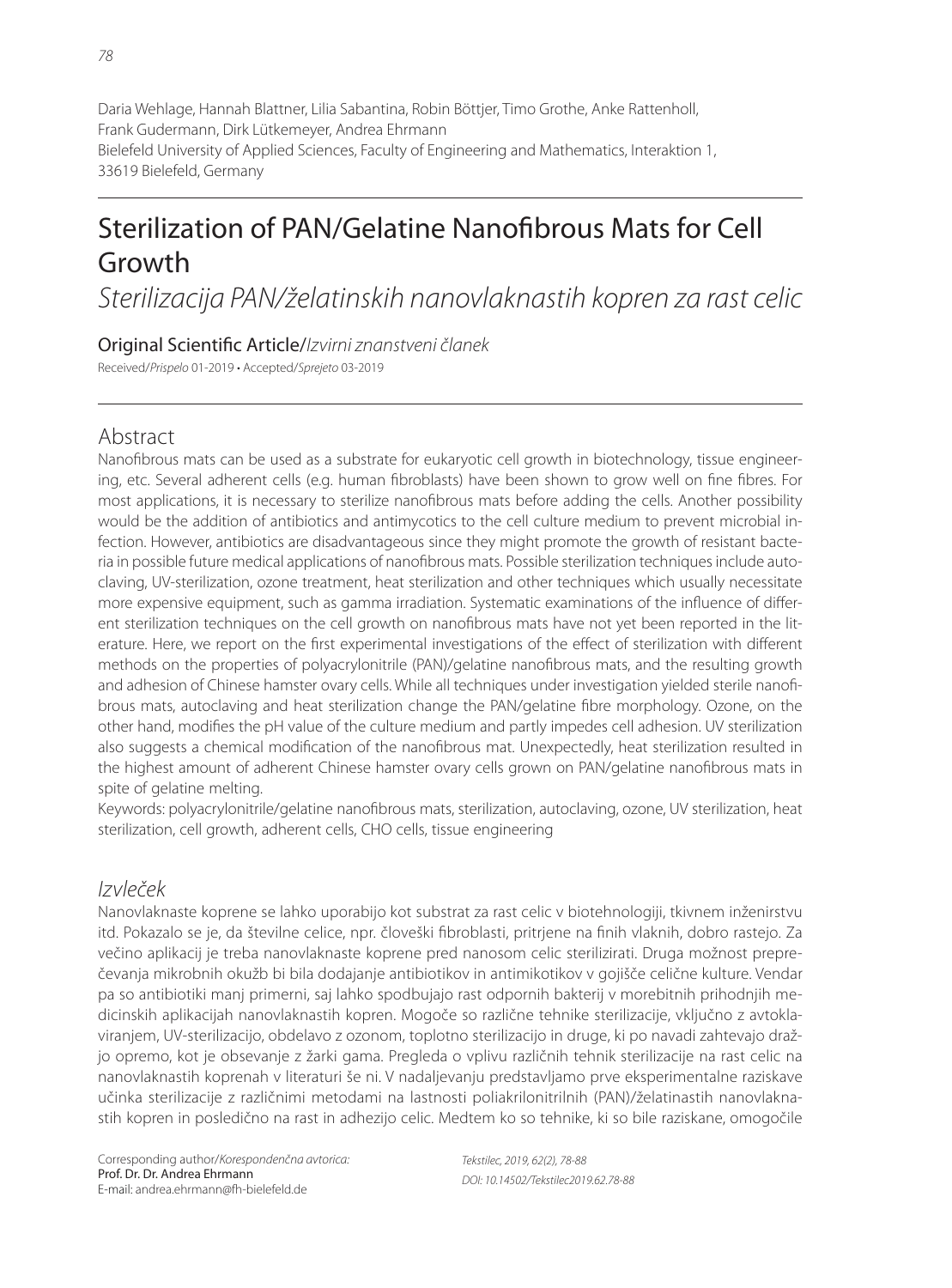Daria Wehlage, Hannah Blattner, Lilia Sabantina, Robin Böttjer, Timo Grothe, Anke Rattenholl, Frank Gudermann, Dirk Lütkemeyer, Andrea Ehrmann
Bielefeld University of Applied Sciences, Faculty of Engineering and Mathematics, Interaktion 1, 33619 Bielefeld, Germany

# Sterilization of PAN/Gelatine Nanofibrous Mats for Cell Growth

*Sterilizacija PAN/želatinskih nanovlaknastih kopren za rast celic*

**Original Scientific Article**/*Izvirni znanstveni članek*

Received/*Prispelo* 01-2019 • Accepted/*Sprejeto* 03-2019

## Abstract

Nanofibrous mats can be used as a substrate for eukaryotic cell growth in biotechnology, tissue engineering, etc. Several adherent cells (e.g. human fibroblasts) have been shown to grow well on fine fibres. For most applications, it is necessary to sterilize nanofibrous mats before adding the cells. Another possibility would be the addition of antibiotics and antimycotics to the cell culture medium to prevent microbial infection. However, antibiotics are disadvantageous since they might promote the growth of resistant bacteria in possible future medical applications of nanofibrous mats. Possible sterilization techniques include autoclaving, UV-sterilization, ozone treatment, heat sterilization and other techniques which usually necessitate more expensive equipment, such as gamma irradiation. Systematic examinations of the influence of different sterilization techniques on the cell growth on nanofibrous mats have not yet been reported in the literature. Here, we report on the first experimental investigations of the effect of sterilization with different methods on the properties of polyacrylonitrile (PAN)/gelatine nanofibrous mats, and the resulting growth and adhesion of Chinese hamster ovary cells. While all techniques under investigation yielded sterile nanofibrous mats, autoclaving and heat sterilization change the PAN/gelatine fibre morphology. Ozone, on the other hand, modifies the pH value of the culture medium and partly impedes cell adhesion. UV sterilization also suggests a chemical modification of the nanofibrous mat. Unexpectedly, heat sterilization resulted in the highest amount of adherent Chinese hamster ovary cells grown on PAN/gelatine nanofibrous mats in spite of gelatine melting.

Keywords: polyacrylonitrile/gelatine nanofibrous mats, sterilization, autoclaving, ozone, UV sterilization, heat sterilization, cell growth, adherent cells, CHO cells, tissue engineering

## *Izvleček*

Nanovlaknaste koprene se lahko uporabijo kot substrat za rast celic v biotehnologiji, tkivnem inženirstvu itd. Pokazalo se je, da številne celice, npr. človeški fibroblasti, pritrjene na finih vlaknih, dobro rastejo. Za večino aplikacij je treba nanovlaknaste koprene pred nanosom celic sterilizirati. Druga možnost preprečevanja mikrobnih okužb bi bila dodajanje antibiotikov in antimikotikov v gojišče celične kulture. Vendar pa so antibiotiki manj primerni, saj lahko spodbujajo rast odpornih bakterij v morebitnih prihodnjih medicinskih aplikacijah nanovlaknastih kopren. Mogoče so različne tehnike sterilizacije, vključno z avtoklaviranjem, UV-sterilizacijo, obdelavo z ozonom, toplotno sterilizacijo in druge, ki po navadi zahtevajo dražjo opremo, kot je obsevanje z žarki gama. Pregleda o vplivu različnih tehnik sterilizacije na rast celic na nanovlaknastih koprenah v literaturi še ni. V nadaljevanju predstavljamo prve eksperimentalne raziskave učinka sterilizacije z različnimi metodami na lastnosti poliakrilonitrilnih (PAN)/želatinastih nanovlaknastih kopren in posledično na rast in adhezijo celic. Medtem ko so tehnike, ki so bile raziskane, omogočile

Corresponding author/*Korespondenčna avtorica:*
Prof. Dr. Dr. Andrea Ehrmann
E-mail: andrea.ehrmann@fh-bielefeld.de

*Tekstilec, 2019, 62(2), 78-88*
*DOI: 10.14502/Tekstilec2019.62.78-88*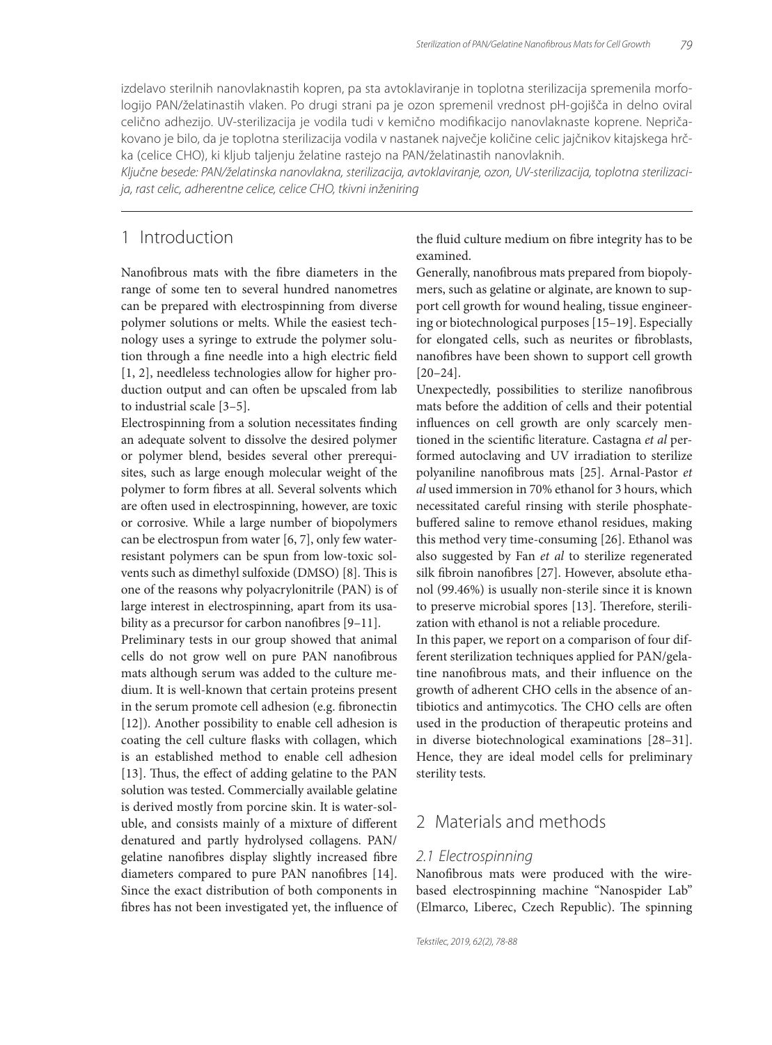izdelavo sterilnih nanovlaknastih kopren, pa sta avtoklaviranje in toplotna sterilizacija spremenila morfologijo PAN/želatinastih vlaken. Po drugi strani pa je ozon spremenil vrednost pH-gojišča in delno oviral celično adhezijo. UV-sterilizacija je vodila tudi v kemično modifikacijo nanovlaknaste koprene. Nepričakovano je bilo, da je toplotna sterilizacija vodila v nastanek največje količine celic jajčnikov kitajskega hrčka (celice CHO), ki kljub taljenju želatine rastejo na PAN/želatinastih nanovlaknih.

*Ključne besede: PAN/želatinska nanovlakna, sterilizacija, avtoklaviranje, ozon, UV-sterilizacija, toplotna sterilizacija, rast celic, adherentne celice, celice CHO, tkivni inženiring*

## 1 Introduction

Nanofibrous mats with the fibre diameters in the range of some ten to several hundred nanometres can be prepared with electrospinning from diverse polymer solutions or melts. While the easiest technology uses a syringe to extrude the polymer solution through a fine needle into a high electric field [1, 2], needleless technologies allow for higher production output and can often be upscaled from lab to industrial scale [3–5].

Electrospinning from a solution necessitates finding an adequate solvent to dissolve the desired polymer or polymer blend, besides several other prerequisites, such as large enough molecular weight of the polymer to form fibres at all. Several solvents which are often used in electrospinning, however, are toxic or corrosive. While a large number of biopolymers can be electrospun from water [6, 7], only few water-resistant polymers can be spun from low-toxic solvents such as dimethyl sulfoxide (DMSO) [8]. This is one of the reasons why polyacrylonitrile (PAN) is of large interest in electrospinning, apart from its usability as a precursor for carbon nanofibres [9–11].

Preliminary tests in our group showed that animal cells do not grow well on pure PAN nanofibrous mats although serum was added to the culture medium. It is well-known that certain proteins present in the serum promote cell adhesion (e.g. fibronectin [12]). Another possibility to enable cell adhesion is coating the cell culture flasks with collagen, which is an established method to enable cell adhesion [13]. Thus, the effect of adding gelatine to the PAN solution was tested. Commercially available gelatine is derived mostly from porcine skin. It is water-soluble, and consists mainly of a mixture of different denatured and partly hydrolysed collagens. PAN/gelatine nanofibres display slightly increased fibre diameters compared to pure PAN nanofibres [14]. Since the exact distribution of both components in fibres has not been investigated yet, the influence of the fluid culture medium on fibre integrity has to be examined.

Generally, nanofibrous mats prepared from biopolymers, such as gelatine or alginate, are known to support cell growth for wound healing, tissue engineering or biotechnological purposes [15–19]. Especially for elongated cells, such as neurites or fibroblasts, nanofibres have been shown to support cell growth [20–24].

Unexpectedly, possibilities to sterilize nanofibrous mats before the addition of cells and their potential influences on cell growth are only scarcely mentioned in the scientific literature. Castagna *et al* performed autoclaving and UV irradiation to sterilize polyaniline nanofibrous mats [25]. Arnal-Pastor *et al* used immersion in 70% ethanol for 3 hours, which necessitated careful rinsing with sterile phosphate-buffered saline to remove ethanol residues, making this method very time-consuming [26]. Ethanol was also suggested by Fan *et al* to sterilize regenerated silk fibroin nanofibres [27]. However, absolute ethanol (99.46%) is usually non-sterile since it is known to preserve microbial spores [13]. Therefore, sterilization with ethanol is not a reliable procedure.

In this paper, we report on a comparison of four different sterilization techniques applied for PAN/gelatine nanofibrous mats, and their influence on the growth of adherent CHO cells in the absence of antibiotics and antimycotics. The CHO cells are often used in the production of therapeutic proteins and in diverse biotechnological examinations [28–31]. Hence, they are ideal model cells for preliminary sterility tests.

## 2 Materials and methods

### 2.1 Electrospinning

Nanofibrous mats were produced with the wire-based electrospinning machine "Nanospider Lab" (Elmarco, Liberec, Czech Republic). The spinning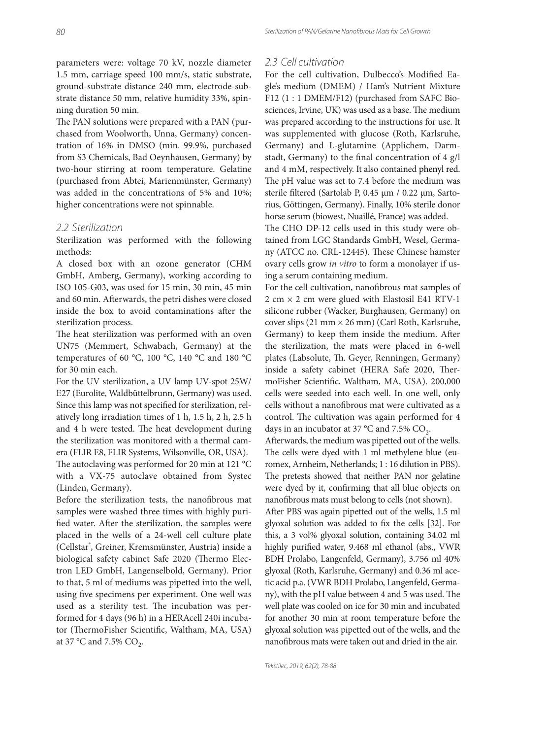parameters were: voltage 70 kV, nozzle diameter 1.5 mm, carriage speed 100 mm/s, static substrate, ground-substrate distance 240 mm, electrode-substrate distance 50 mm, relative humidity 33%, spinning duration 50 min.

The PAN solutions were prepared with a PAN (purchased from Woolworth, Unna, Germany) concentration of 16% in DMSO (min. 99.9%, purchased from S3 Chemicals, Bad Oeynhausen, Germany) by two-hour stirring at room temperature. Gelatine (purchased from Abtei, Marienmünster, Germany) was added in the concentrations of 5% and 10%; higher concentrations were not spinnable.

### 2.2 Sterilization

Sterilization was performed with the following methods:

A closed box with an ozone generator (CHM GmbH, Amberg, Germany), working according to ISO 105-G03, was used for 15 min, 30 min, 45 min and 60 min. Afterwards, the petri dishes were closed inside the box to avoid contaminations after the sterilization process.

The heat sterilization was performed with an oven UN75 (Memmert, Schwabach, Germany) at the temperatures of 60 °C, 100 °C, 140 °C and 180 °C for 30 min each.

For the UV sterilization, a UV lamp UV-spot 25W/E27 (Eurolite, Waldbüttelbrunn, Germany) was used. Since this lamp was not specified for sterilization, relatively long irradiation times of 1 h, 1.5 h, 2 h, 2.5 h and 4 h were tested. The heat development during the sterilization was monitored with a thermal camera (FLIR E8, FLIR Systems, Wilsonville, OR, USA).

The autoclaving was performed for 20 min at 121 °C with a VX-75 autoclave obtained from Systec (Linden, Germany).

Before the sterilization tests, the nanofibrous mat samples were washed three times with highly purified water. After the sterilization, the samples were placed in the wells of a 24-well cell culture plate (Cellstar®, Greiner, Kremsmünster, Austria) inside a biological safety cabinet Safe 2020 (Thermo Electron LED GmbH, Langenselbold, Germany). Prior to that, 5 ml of mediums was pipetted into the well, using five specimens per experiment. One well was used as a sterility test. The incubation was performed for 4 days (96 h) in a HERAcell 240i incubator (ThermoFisher Scientific, Waltham, MA, USA) at 37 °C and 7.5% $CO_2$.

### 2.3 Cell cultivation

For the cell cultivation, Dulbecco's Modified Eagle's medium (DMEM) / Ham's Nutrient Mixture F12 (1 : 1 DMEM/F12) (purchased from SAFC Biosciences, Irvine, UK) was used as a base. The medium was prepared according to the instructions for use. It was supplemented with glucose (Roth, Karlsruhe, Germany) and L-glutamine (Applichem, Darmstadt, Germany) to the final concentration of 4 g/l and 4 mM, respectively. It also contained phenyl red. The pH value was set to 7.4 before the medium was sterile filtered (Sartolab P, 0.45 µm / 0.22 µm, Sartorius, Göttingen, Germany). Finally, 10% sterile donor horse serum (biowest, Nuaillé, France) was added.

The CHO DP-12 cells used in this study were obtained from LGC Standards GmbH, Wesel, Germany (ATCC no. CRL-12445). These Chinese hamster ovary cells grow *in vitro* to form a monolayer if using a serum containing medium.

For the cell cultivation, nanofibrous mat samples of 2 cm × 2 cm were glued with Elastosil E41 RTV-1 silicone rubber (Wacker, Burghausen, Germany) on cover slips (21 mm × 26 mm) (Carl Roth, Karlsruhe, Germany) to keep them inside the medium. After the sterilization, the mats were placed in 6-well plates (Labsolute, Th. Geyer, Renningen, Germany) inside a safety cabinet (HERA Safe 2020, ThermoFisher Scientific, Waltham, MA, USA). 200,000 cells were seeded into each well. In one well, only cells without a nanofibrous mat were cultivated as a control. The cultivation was again performed for 4 days in an incubator at 37 °C and 7.5% $CO_2$.

Afterwards, the medium was pipetted out of the wells. The cells were dyed with 1 ml methylene blue (euromex, Arnheim, Netherlands; 1 : 16 dilution in PBS). The pretests showed that neither PAN nor gelatine were dyed by it, confirming that all blue objects on nanofibrous mats must belong to cells (not shown).

After PBS was again pipetted out of the wells, 1.5 ml glyoxal solution was added to fix the cells [32]. For this, a 3 vol% glyoxal solution, containing 34.02 ml highly purified water, 9.468 ml ethanol (abs., VWR BDH Prolabo, Langenfeld, Germany), 3.756 ml 40% glyoxal (Roth, Karlsruhe, Germany) and 0.36 ml acetic acid p.a. (VWR BDH Prolabo, Langenfeld, Germany), with the pH value between 4 and 5 was used. The well plate was cooled on ice for 30 min and incubated for another 30 min at room temperature before the glyoxal solution was pipetted out of the wells, and the nanofibrous mats were taken out and dried in the air.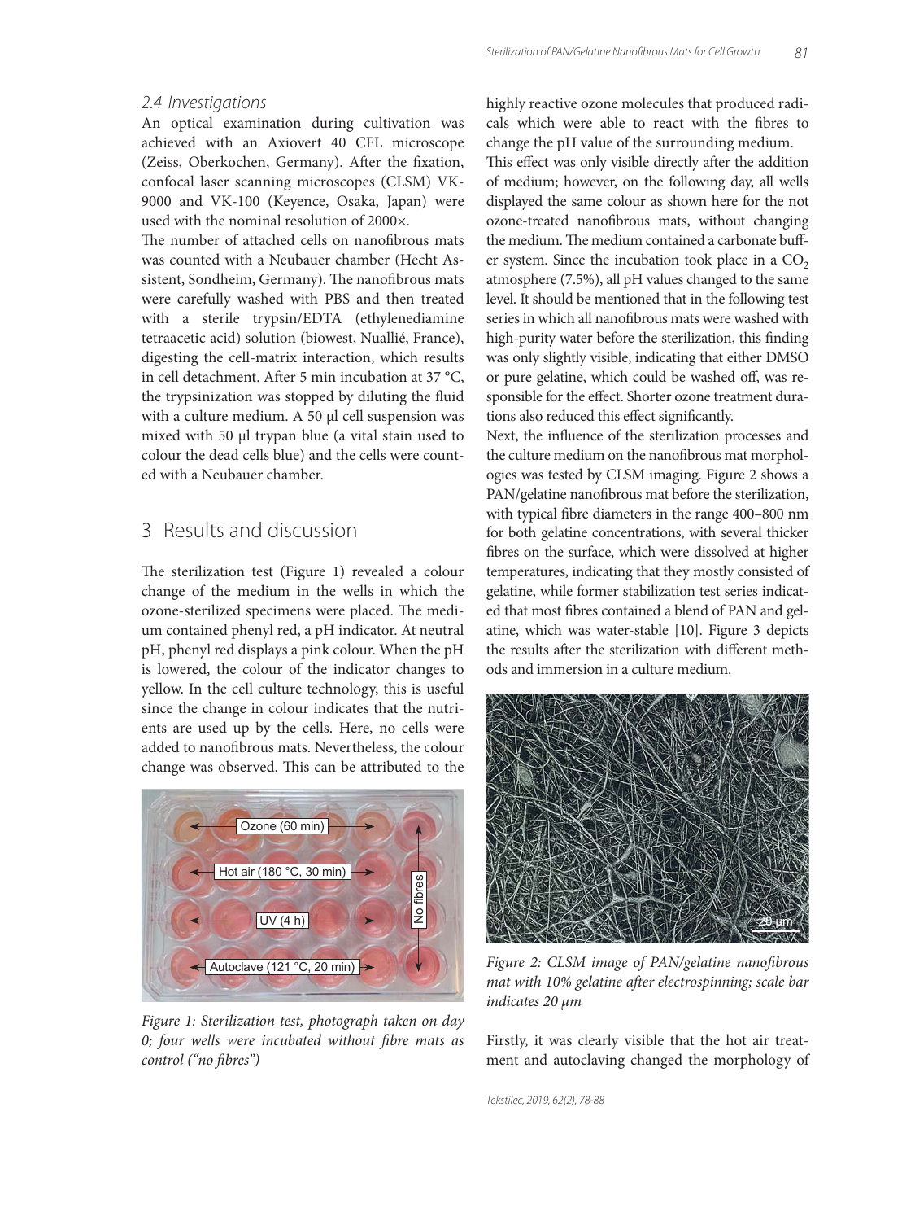### 2.4 Investigations

An optical examination during cultivation was achieved with an Axiovert 40 CFL microscope (Zeiss, Oberkochen, Germany). After the fixation, confocal laser scanning microscopes (CLSM) VK-9000 and VK-100 (Keyence, Osaka, Japan) were used with the nominal resolution of 2000×.

The number of attached cells on nanofibrous mats was counted with a Neubauer chamber (Hecht Assistent, Sondheim, Germany). The nanofibrous mats were carefully washed with PBS and then treated with a sterile trypsin/EDTA (ethylenediamine tetraacetic acid) solution (biowest, Nuallié, France), digesting the cell-matrix interaction, which results in cell detachment. After 5 min incubation at 37 °C, the trypsinization was stopped by diluting the fluid with a culture medium. A 50 µl cell suspension was mixed with 50 µl trypan blue (a vital stain used to colour the dead cells blue) and the cells were counted with a Neubauer chamber.

## 3 Results and discussion

The sterilization test (Figure 1) revealed a colour change of the medium in the wells in which the ozone-sterilized specimens were placed. The medium contained phenyl red, a pH indicator. At neutral pH, phenyl red displays a pink colour. When the pH is lowered, the colour of the indicator changes to yellow. In the cell culture technology, this is useful since the change in colour indicates that the nutrients are used up by the cells. Here, no cells were added to nanofibrous mats. Nevertheless, the colour change was observed. This can be attributed to the highly reactive ozone molecules that produced radicals which were able to react with the fibres to change the pH value of the surrounding medium.

Figure 1: Sterilization test, photograph taken on day 0; four wells were incubated without fibre mats as control ("no fibres")

This effect was only visible directly after the addition of medium; however, on the following day, all wells displayed the same colour as shown here for the not ozone-treated nanofibrous mats, without changing the medium. The medium contained a carbonate buffer system. Since the incubation took place in a $CO_2$ atmosphere (7.5%), all pH values changed to the same level. It should be mentioned that in the following test series in which all nanofibrous mats were washed with high-purity water before the sterilization, this finding was only slightly visible, indicating that either DMSO or pure gelatine, which could be washed off, was responsible for the effect. Shorter ozone treatment durations also reduced this effect significantly.

Next, the influence of the sterilization processes and the culture medium on the nanofibrous mat morphologies was tested by CLSM imaging. Figure 2 shows a PAN/gelatine nanofibrous mat before the sterilization, with typical fibre diameters in the range 400–800 nm for both gelatine concentrations, with several thicker fibres on the surface, which were dissolved at higher temperatures, indicating that they mostly consisted of gelatine, while former stabilization test series indicated that most fibres contained a blend of PAN and gelatine, which was water-stable [10]. Figure 3 depicts the results after the sterilization with different methods and immersion in a culture medium.

Figure 2: CLSM image of PAN/gelatine nanofibrous mat with 10% gelatine after electrospinning; scale bar indicates 20 µm

Firstly, it was clearly visible that the hot air treatment and autoclaving changed the morphology of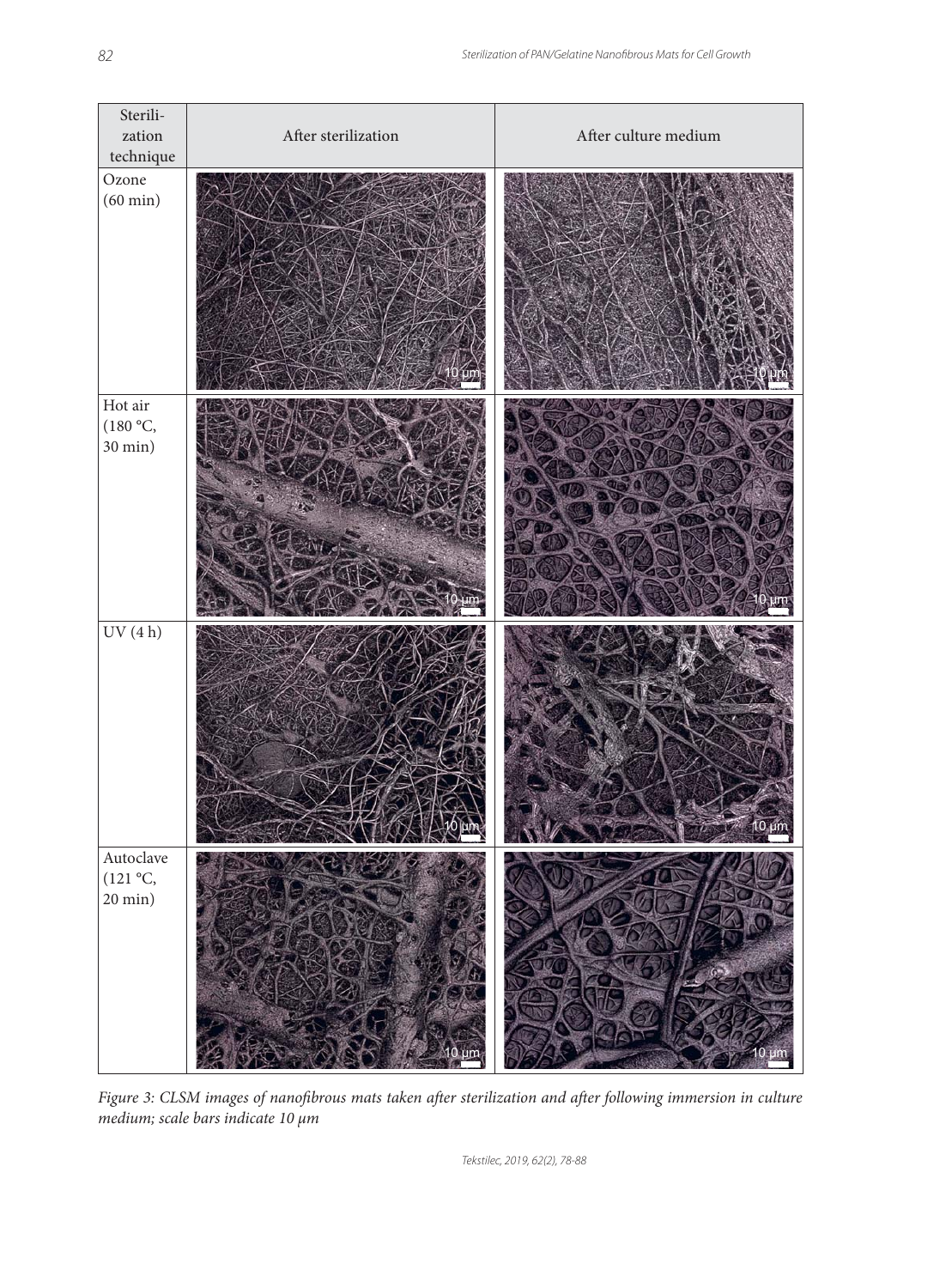| Sterilization technique | After sterilization | After culture medium |
| --- | --- | --- |
| Ozone (60 min) | | |
| Hot air (180 °C, 30 min) | | |
| UV (4 h) | | |
| Autoclave (121 °C, 20 min) | | |

*Figure 3: CLSM images of nanofibrous mats taken after sterilization and after following immersion in culture medium; scale bars indicate 10 μm*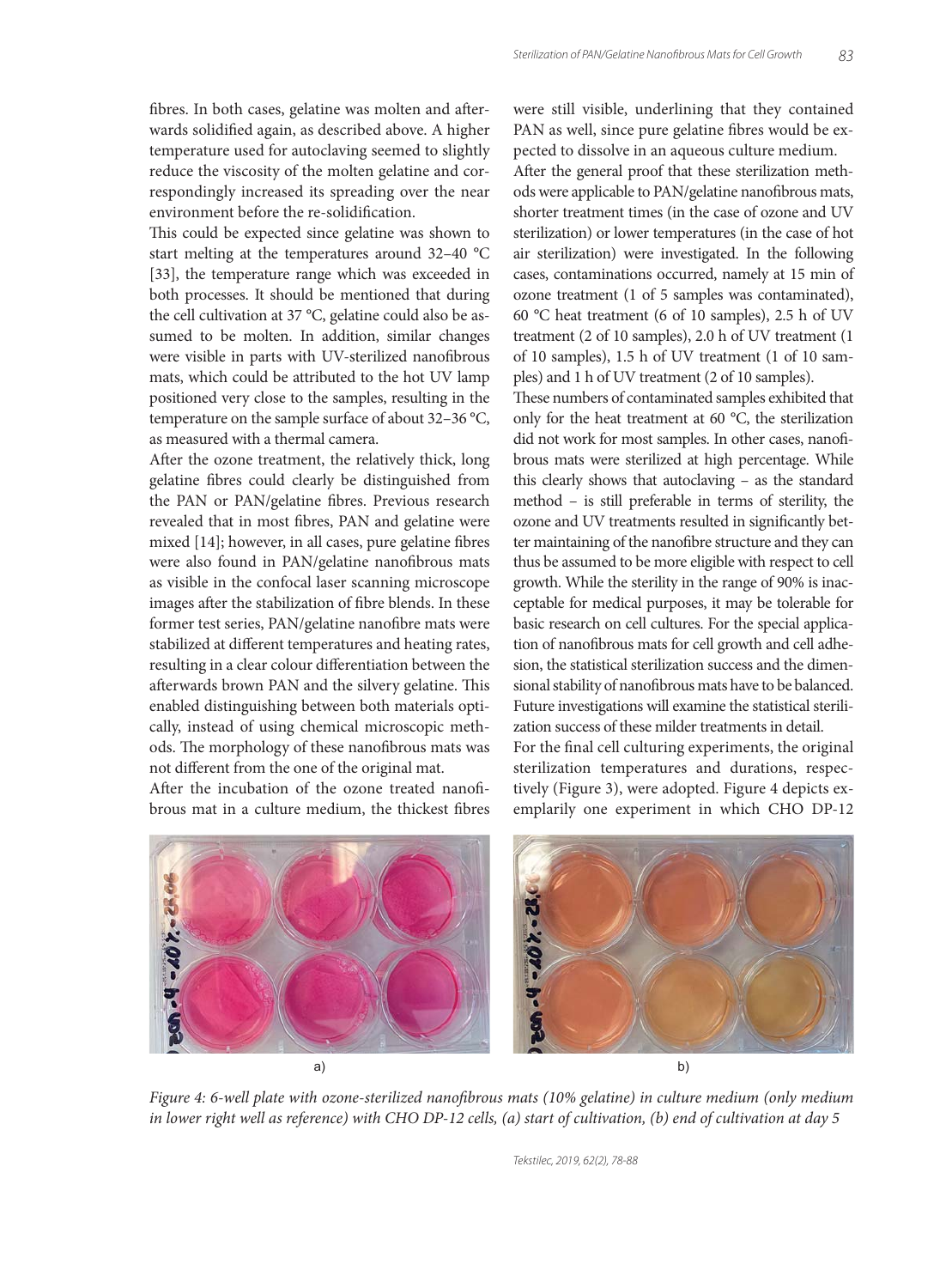fibres. In both cases, gelatine was molten and afterwards solidified again, as described above. A higher temperature used for autoclaving seemed to slightly reduce the viscosity of the molten gelatine and correspondingly increased its spreading over the near environment before the re-solidification.

This could be expected since gelatine was shown to start melting at the temperatures around 32–40 °C [33], the temperature range which was exceeded in both processes. It should be mentioned that during the cell cultivation at 37 °C, gelatine could also be assumed to be molten. In addition, similar changes were visible in parts with UV-sterilized nanofibrous mats, which could be attributed to the hot UV lamp positioned very close to the samples, resulting in the temperature on the sample surface of about 32–36 °C, as measured with a thermal camera.

After the ozone treatment, the relatively thick, long gelatine fibres could clearly be distinguished from the PAN or PAN/gelatine fibres. Previous research revealed that in most fibres, PAN and gelatine were mixed [14]; however, in all cases, pure gelatine fibres were also found in PAN/gelatine nanofibrous mats as visible in the confocal laser scanning microscope images after the stabilization of fibre blends. In these former test series, PAN/gelatine nanofibre mats were stabilized at different temperatures and heating rates, resulting in a clear colour differentiation between the afterwards brown PAN and the silvery gelatine. This enabled distinguishing between both materials optically, instead of using chemical microscopic methods. The morphology of these nanofibrous mats was not different from the one of the original mat.

After the incubation of the ozone treated nanofibrous mat in a culture medium, the thickest fibres were still visible, underlining that they contained PAN as well, since pure gelatine fibres would be expected to dissolve in an aqueous culture medium.

After the general proof that these sterilization methods were applicable to PAN/gelatine nanofibrous mats, shorter treatment times (in the case of ozone and UV sterilization) or lower temperatures (in the case of hot air sterilization) were investigated. In the following cases, contaminations occurred, namely at 15 min of ozone treatment (1 of 5 samples was contaminated), 60 °C heat treatment (6 of 10 samples), 2.5 h of UV treatment (2 of 10 samples), 2.0 h of UV treatment (1 of 10 samples), 1.5 h of UV treatment (1 of 10 samples) and 1 h of UV treatment (2 of 10 samples).

These numbers of contaminated samples exhibited that only for the heat treatment at 60 °C, the sterilization did not work for most samples. In other cases, nanofibrous mats were sterilized at high percentage. While this clearly shows that autoclaving – as the standard method – is still preferable in terms of sterility, the ozone and UV treatments resulted in significantly better maintaining of the nanofibre structure and they can thus be assumed to be more eligible with respect to cell growth. While the sterility in the range of 90% is inacceptable for medical purposes, it may be tolerable for basic research on cell cultures. For the special application of nanofibrous mats for cell growth and cell adhesion, the statistical sterilization success and the dimensional stability of nanofibrous mats have to be balanced. Future investigations will examine the statistical sterilization success of these milder treatments in detail.

For the final cell culturing experiments, the original sterilization temperatures and durations, respectively (Figure 3), were adopted. Figure 4 depicts exemplarily one experiment in which CHO DP-12

a) b)

*Figure 4: 6-well plate with ozone-sterilized nanofibrous mats (10% gelatine) in culture medium (only medium in lower right well as reference) with CHO DP-12 cells, (a) start of cultivation, (b) end of cultivation at day 5*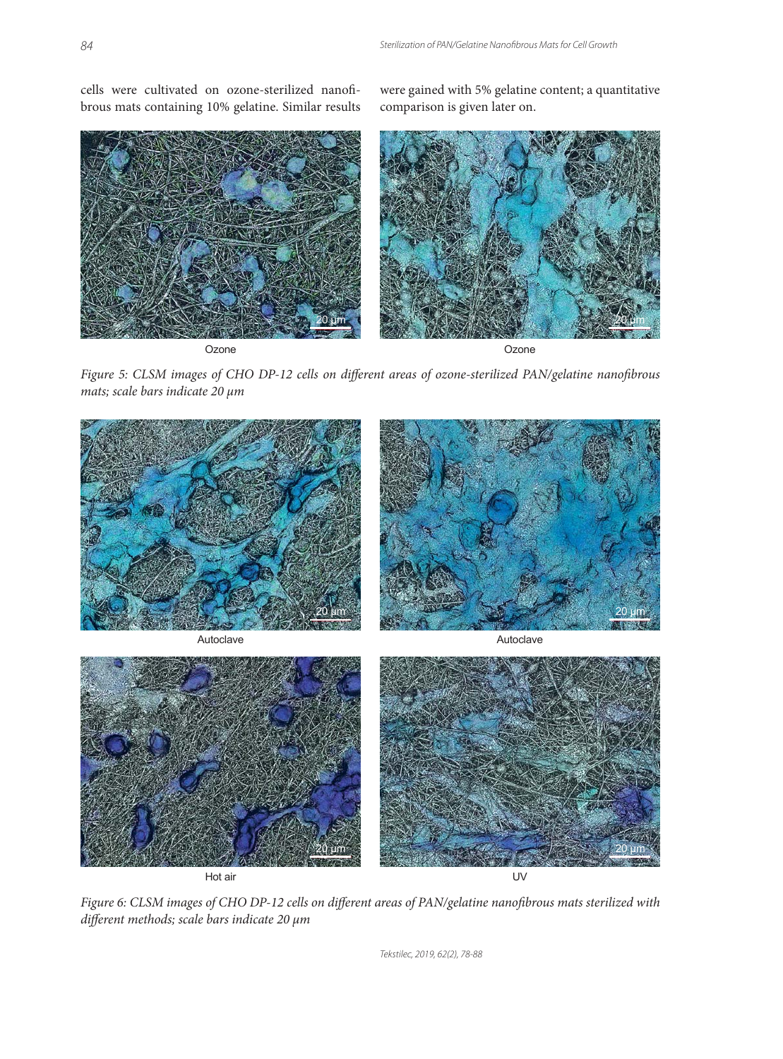cells were cultivated on ozone-sterilized nanofibrous mats containing 10% gelatine. Similar results were gained with 5% gelatine content; a quantitative comparison is given later on.

*Figure 5: CLSM images of CHO DP-12 cells on different areas of ozone-sterilized PAN/gelatine nanofibrous mats; scale bars indicate 20 μm*

*Figure 6: CLSM images of CHO DP-12 cells on different areas of PAN/gelatine nanofibrous mats sterilized with different methods; scale bars indicate 20 μm*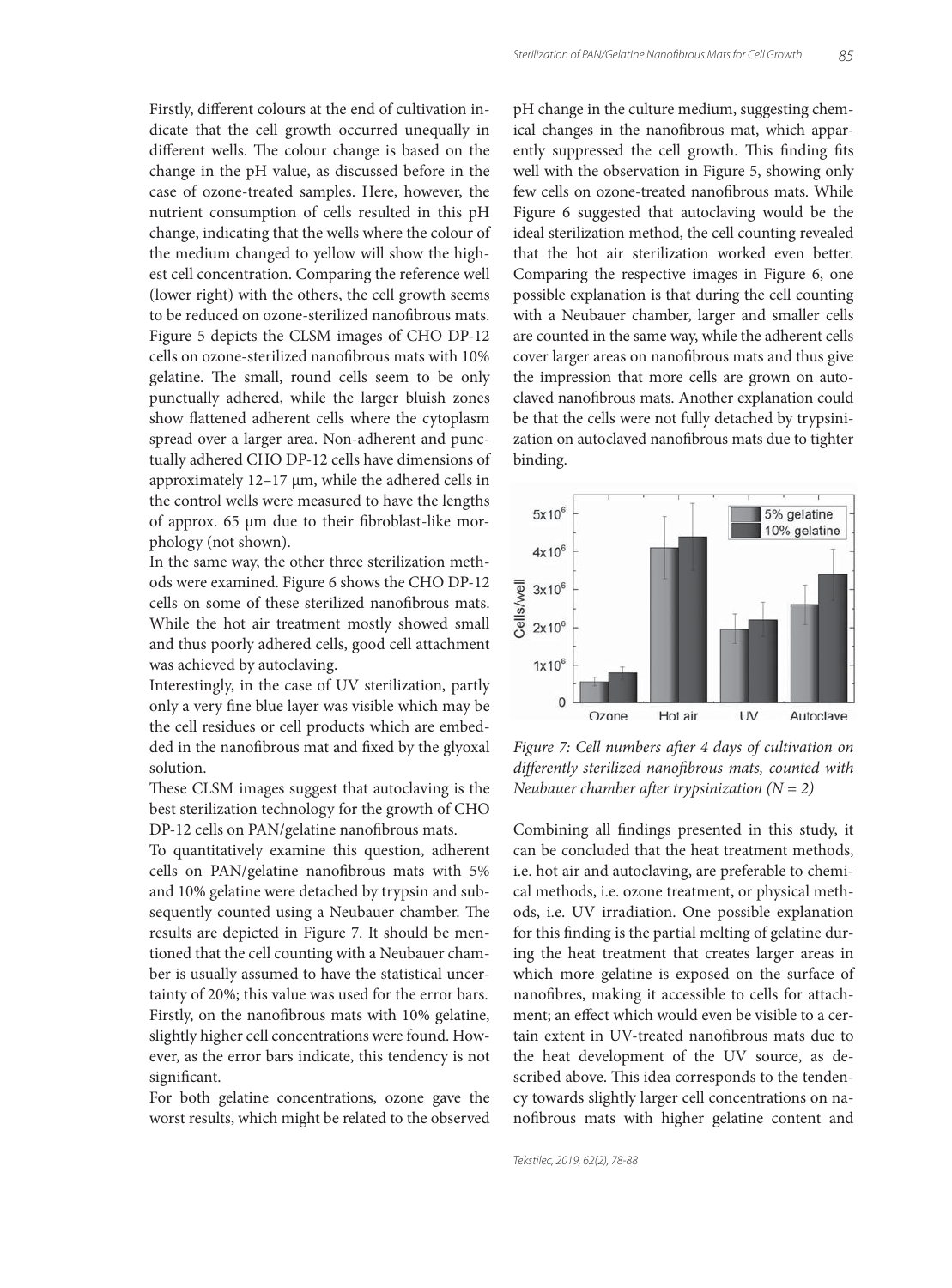Firstly, different colours at the end of cultivation indicate that the cell growth occurred unequally in different wells. The colour change is based on the change in the pH value, as discussed before in the case of ozone-treated samples. Here, however, the nutrient consumption of cells resulted in this pH change, indicating that the wells where the colour of the medium changed to yellow will show the highest cell concentration. Comparing the reference well (lower right) with the others, the cell growth seems to be reduced on ozone-sterilized nanofibrous mats. Figure 5 depicts the CLSM images of CHO DP-12 cells on ozone-sterilized nanofibrous mats with 10% gelatine. The small, round cells seem to be only punctually adhered, while the larger bluish zones show flattened adherent cells where the cytoplasm spread over a larger area. Non-adherent and punctually adhered CHO DP-12 cells have dimensions of approximately 12–17 μm, while the adhered cells in the control wells were measured to have the lengths of approx. 65 μm due to their fibroblast-like morphology (not shown).

In the same way, the other three sterilization methods were examined. Figure 6 shows the CHO DP-12 cells on some of these sterilized nanofibrous mats. While the hot air treatment mostly showed small and thus poorly adhered cells, good cell attachment was achieved by autoclaving.

Interestingly, in the case of UV sterilization, partly only a very fine blue layer was visible which may be the cell residues or cell products which are embedded in the nanofibrous mat and fixed by the glyoxal solution.

These CLSM images suggest that autoclaving is the best sterilization technology for the growth of CHO DP-12 cells on PAN/gelatine nanofibrous mats.

To quantitatively examine this question, adherent cells on PAN/gelatine nanofibrous mats with 5% and 10% gelatine were detached by trypsin and subsequently counted using a Neubauer chamber. The results are depicted in Figure 7. It should be mentioned that the cell counting with a Neubauer chamber is usually assumed to have the statistical uncertainty of 20%; this value was used for the error bars. Firstly, on the nanofibrous mats with 10% gelatine, slightly higher cell concentrations were found. However, as the error bars indicate, this tendency is not significant.

For both gelatine concentrations, ozone gave the worst results, which might be related to the observed pH change in the culture medium, suggesting chemical changes in the nanofibrous mat, which apparently suppressed the cell growth. This finding fits well with the observation in Figure 5, showing only few cells on ozone-treated nanofibrous mats. While Figure 6 suggested that autoclaving would be the ideal sterilization method, the cell counting revealed that the hot air sterilization worked even better. Comparing the respective images in Figure 6, one possible explanation is that during the cell counting with a Neubauer chamber, larger and smaller cells are counted in the same way, while the adherent cells cover larger areas on nanofibrous mats and thus give the impression that more cells are grown on autoclaved nanofibrous mats. Another explanation could be that the cells were not fully detached by trypsinization on autoclaved nanofibrous mats due to tighter binding.

*Figure 7: Cell numbers after 4 days of cultivation on differently sterilized nanofibrous mats, counted with Neubauer chamber after trypsinization (N = 2)*

Combining all findings presented in this study, it can be concluded that the heat treatment methods, i.e. hot air and autoclaving, are preferable to chemical methods, i.e. ozone treatment, or physical methods, i.e. UV irradiation. One possible explanation for this finding is the partial melting of gelatine during the heat treatment that creates larger areas in which more gelatine is exposed on the surface of nanofibres, making it accessible to cells for attachment; an effect which would even be visible to a certain extent in UV-treated nanofibrous mats due to the heat development of the UV source, as described above. This idea corresponds to the tendency towards slightly larger cell concentrations on nanofibrous mats with higher gelatine content and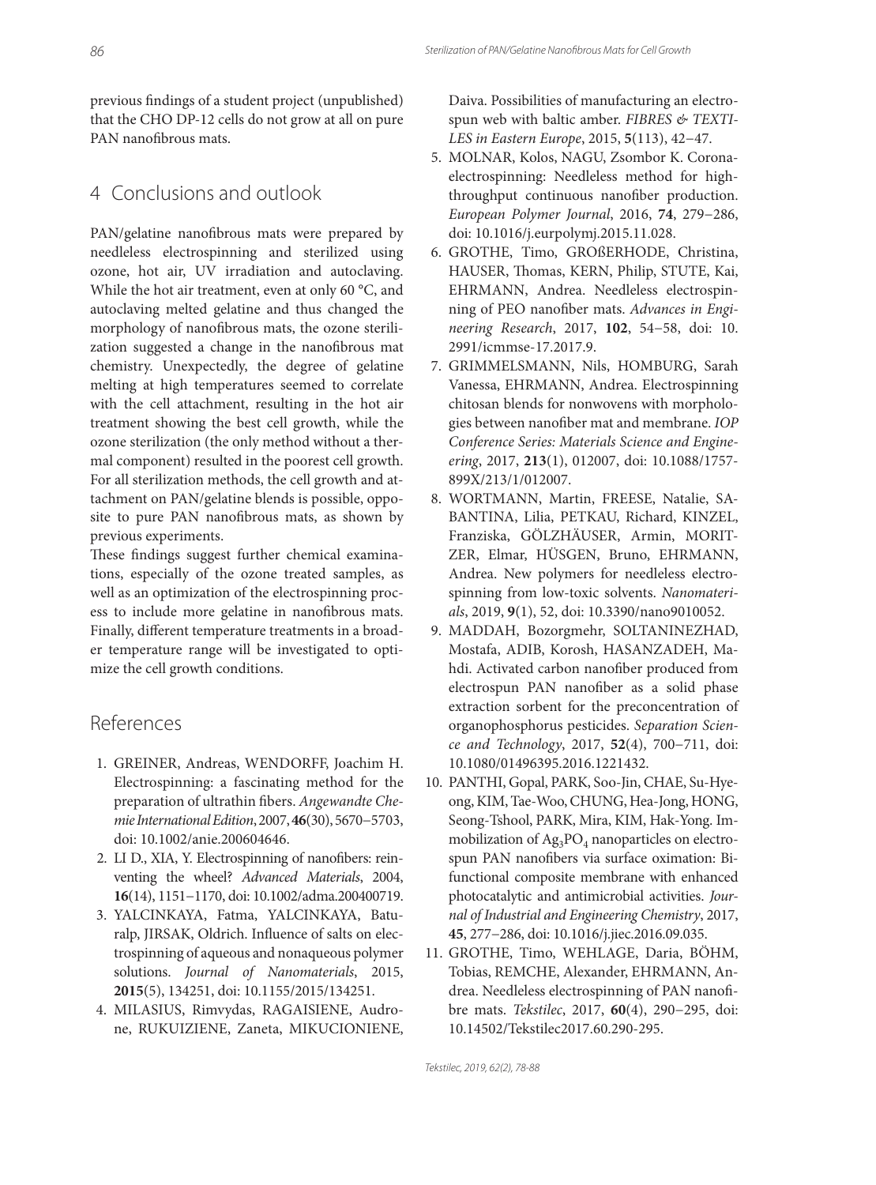previous findings of a student project (unpublished) that the CHO DP-12 cells do not grow at all on pure PAN nanofibrous mats.

## 4 Conclusions and outlook

PAN/gelatine nanofibrous mats were prepared by needleless electrospinning and sterilized using ozone, hot air, UV irradiation and autoclaving. While the hot air treatment, even at only 60 °C, and autoclaving melted gelatine and thus changed the morphology of nanofibrous mats, the ozone sterilization suggested a change in the nanofibrous mat chemistry. Unexpectedly, the degree of gelatine melting at high temperatures seemed to correlate with the cell attachment, resulting in the hot air treatment showing the best cell growth, while the ozone sterilization (the only method without a thermal component) resulted in the poorest cell growth. For all sterilization methods, the cell growth and attachment on PAN/gelatine blends is possible, opposite to pure PAN nanofibrous mats, as shown by previous experiments.

These findings suggest further chemical examinations, especially of the ozone treated samples, as well as an optimization of the electrospinning process to include more gelatine in nanofibrous mats. Finally, different temperature treatments in a broader temperature range will be investigated to optimize the cell growth conditions.

## References

1. GREINER, Andreas, WENDORFF, Joachim H. Electrospinning: a fascinating method for the preparation of ultrathin fibers. *Angewandte Chemie International Edition*, 2007, **46**(30), 5670−5703, doi: 10.1002/anie.200604646.
2. LI D., XIA, Y. Electrospinning of nanofibers: reinventing the wheel? *Advanced Materials*, 2004, **16**(14), 1151−1170, doi: 10.1002/adma.200400719.
3. YALCINKAYA, Fatma, YALCINKAYA, Baturalp, JIRSAK, Oldrich. Influence of salts on electrospinning of aqueous and nonaqueous polymer solutions. *Journal of Nanomaterials*, 2015, **2015**(5), 134251, doi: 10.1155/2015/134251.
4. MILASIUS, Rimvydas, RAGAISIENE, Audrone, RUKUIZIENE, Zaneta, MIKUCIONIENE, Daiva. Possibilities of manufacturing an electrospun web with baltic amber. *FIBRES & TEXTILES in Eastern Europe*, 2015, **5**(113), 42−47.
5. MOLNAR, Kolos, NAGU, Zsombor K. Corona-electrospinning: Needleless method for high-throughput continuous nanofiber production. *European Polymer Journal*, 2016, **74**, 279−286, doi: 10.1016/j.eurpolymj.2015.11.028.
6. GROTHE, Timo, GROßERHODE, Christina, HAUSER, Thomas, KERN, Philip, STUTE, Kai, EHRMANN, Andrea. Needleless electrospinning of PEO nanofiber mats. *Advances in Engineering Research*, 2017, **102**, 54−58, doi: 10.2991/icmmse-17.2017.9.
7. GRIMMELSMANN, Nils, HOMBURG, Sarah Vanessa, EHRMANN, Andrea. Electrospinning chitosan blends for nonwovens with morphologies between nanofiber mat and membrane. *IOP Conference Series: Materials Science and Engineering*, 2017, **213**(1), 012007, doi: 10.1088/1757-899X/213/1/012007.
8. WORTMANN, Martin, FREESE, Natalie, SABANTINA, Lilia, PETKAU, Richard, KINZEL, Franziska, GÖLZHÄUSER, Armin, MORITZER, Elmar, HÜSGEN, Bruno, EHRMANN, Andrea. New polymers for needleless electrospinning from low-toxic solvents. *Nanomaterials*, 2019, **9**(1), 52, doi: 10.3390/nano9010052.
9. MADDAH, Bozorgmehr, SOLTANINEZHAD, Mostafa, ADIB, Korosh, HASANZADEH, Mahdi. Activated carbon nanofiber produced from electrospun PAN nanofiber as a solid phase extraction sorbent for the preconcentration of organophosphorus pesticides. *Separation Science and Technology*, 2017, **52**(4), 700−711, doi: 10.1080/01496395.2016.1221432.
10. PANTHI, Gopal, PARK, Soo-Jin, CHAE, Su-Hyeong, KIM, Tae-Woo, CHUNG, Hea-Jong, HONG, Seong-Tshool, PARK, Mira, KIM, Hak-Yong. Immobilization of $Ag_3PO_4$ nanoparticles on electrospun PAN nanofibers via surface oximation: Bifunctional composite membrane with enhanced photocatalytic and antimicrobial activities. *Journal of Industrial and Engineering Chemistry*, 2017, **45**, 277−286, doi: 10.1016/j.jiec.2016.09.035.
11. GROTHE, Timo, WEHLAGE, Daria, BÖHM, Tobias, REMCHE, Alexander, EHRMANN, Andrea. Needleless electrospinning of PAN nanofibre mats. *Tekstilec*, 2017, **60**(4), 290−295, doi: 10.14502/Tekstilec2017.60.290-295.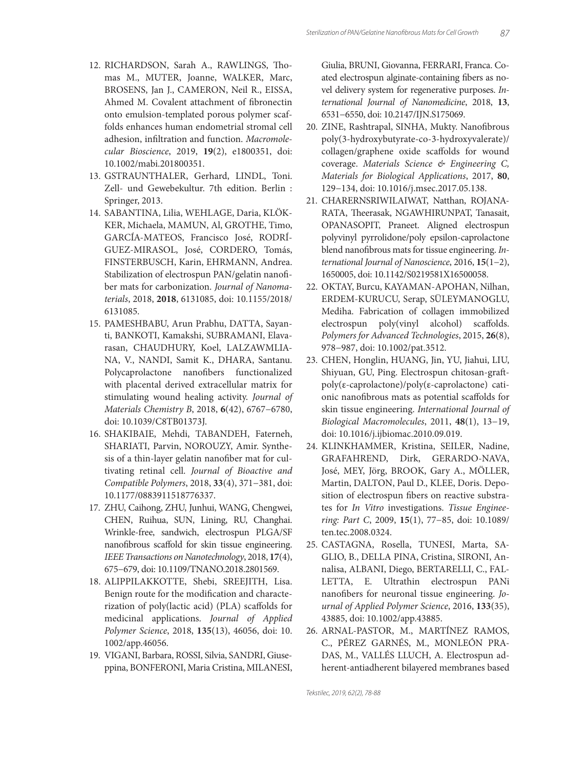12. RICHARDSON, Sarah A., RAWLINGS, Thomas M., MUTER, Joanne, WALKER, Marc, BROSENS, Jan J., CAMERON, Neil R., EISSA, Ahmed M. Covalent attachment of fibronectin onto emulsion-templated porous polymer scaffolds enhances human endometrial stromal cell adhesion, infiltration and function. *Macromolecular Bioscience*, 2019, **19**(2), e1800351, doi: 10.1002/mabi.201800351.
13. GSTRAUNTHALER, Gerhard, LINDL, Toni. Zell- und Gewebekultur. 7th edition. Berlin : Springer, 2013.
14. SABANTINA, Lilia, WEHLAGE, Daria, KLÖKKER, Michaela, MAMUN, Al, GROTHE, Timo, GARCÍA-MATEOS, Francisco José, RODRÍGUEZ-MIRASOL, José, CORDERO, Tomás, FINSTERBUSCH, Karin, EHRMANN, Andrea. Stabilization of electrospun PAN/gelatin nanofiber mats for carbonization. *Journal of Nanomaterials*, 2018, **2018**, 6131085, doi: 10.1155/2018/6131085.
15. PAMESHBABU, Arun Prabhu, DATTA, Sayanti, BANKOTI, Kamakshi, SUBRAMANI, Elavarasan, CHAUDHURY, Koel, LALZAWMLIANA, V., NANDI, Samit K., DHARA, Santanu. Polycaprolactone nanofibers functionalized with placental derived extracellular matrix for stimulating wound healing activity. *Journal of Materials Chemistry B*, 2018, **6**(42), 6767−6780, doi: 10.1039/C8TB01373J.
16. SHAKIBAIE, Mehdi, TABANDEH, Faterneh, SHARIATI, Parvin, NOROUZY, Amir. Synthesis of a thin-layer gelatin nanofiber mat for cultivating retinal cell. *Journal of Bioactive and Compatible Polymers*, 2018, **33**(4), 371−381, doi: 10.1177/0883911518776337.
17. ZHU, Caihong, ZHU, Junhui, WANG, Chengwei, CHEN, Ruihua, SUN, Lining, RU, Changhai. Wrinkle-free, sandwich, electrospun PLGA/SF nanofibrous scaffold for skin tissue engineering. *IEEE Transactions on Nanotechnology*, 2018, **17**(4), 675−679, doi: 10.1109/TNANO.2018.2801569.
18. ALIPPILAKKOTTE, Shebi, SREEJITH, Lisa. Benign route for the modification and characterization of poly(lactic acid) (PLA) scaffolds for medicinal applications. *Journal of Applied Polymer Science*, 2018, **135**(13), 46056, doi: 10.1002/app.46056.
19. VIGANI, Barbara, ROSSI, Silvia, SANDRI, Giuseppina, BONFERONI, Maria Cristina, MILANESI, Giulia, BRUNI, Giovanna, FERRARI, Franca. Coated electrospun alginate-containing fibers as novel delivery system for regenerative purposes. *International Journal of Nanomedicine*, 2018, **13**, 6531−6550, doi: 10.2147/IJN.S175069.
20. ZINE, Rashtrapal, SINHA, Mukty. Nanofibrous poly(3-hydroxybutyrate-co-3-hydroxyvalerate)/collagen/graphene oxide scaffolds for wound coverage. *Materials Science & Engineering C, Materials for Biological Applications*, 2017, **80**, 129−134, doi: 10.1016/j.msec.2017.05.138.
21. CHARERNSRIWILAIWAT, Natthan, ROJANARATA, Theerasak, NGAWHIRUNPAT, Tanasait, OPANASOPIT, Praneet. Aligned electrospun polyvinyl pyrrolidone/poly epsilon-caprolactone blend nanofibrous mats for tissue engineering. *International Journal of Nanoscience*, 2016, **15**(1−2), 1650005, doi: 10.1142/S0219581X16500058.
22. OKTAY, Burcu, KAYAMAN-APOHAN, Nilhan, ERDEM-KURUCU, Serap, SÜLEYMANOGLU, Mediha. Fabrication of collagen immobilized electrospun poly(vinyl alcohol) scaffolds. *Polymers for Advanced Technologies*, 2015, **26**(8), 978−987, doi: 10.1002/pat.3512.
23. CHEN, Honglin, HUANG, Jin, YU, Jiahui, LIU, Shiyuan, GU, Ping. Electrospun chitosan-graft-poly(ε-caprolactone)/poly(ε-caprolactone) cationic nanofibrous mats as potential scaffolds for skin tissue engineering. *International Journal of Biological Macromolecules*, 2011, **48**(1), 13−19, doi: 10.1016/j.ijbiomac.2010.09.019.
24. KLINKHAMMER, Kristina, SEILER, Nadine, GRAFAHREND, Dirk, GERARDO-NAVA, José, MEY, Jörg, BROOK, Gary A., MÖLLER, Martin, DALTON, Paul D., KLEE, Doris. Deposition of electrospun fibers on reactive substrates for *In Vitro* investigations. *Tissue Engineering: Part C*, 2009, **15**(1), 77−85, doi: 10.1089/ten.tec.2008.0324.
25. CASTAGNA, Rosella, TUNESI, Marta, SAGLIO, B., DELLA PINA, Cristina, SIRONI, Annalisa, ALBANI, Diego, BERTARELLI, C., FALLETTA, E. Ultrathin electrospun PANi nanofibers for neuronal tissue engineering. *Journal of Applied Polymer Science*, 2016, **133**(35), 43885, doi: 10.1002/app.43885.
26. ARNAL-PASTOR, M., MARTÍNEZ RAMOS, C., PÉREZ GARNÉS, M., MONLEÓN PRADAS, M., VALLÉS LLUCH, A. Electrospun adherent-antiadherent bilayered membranes based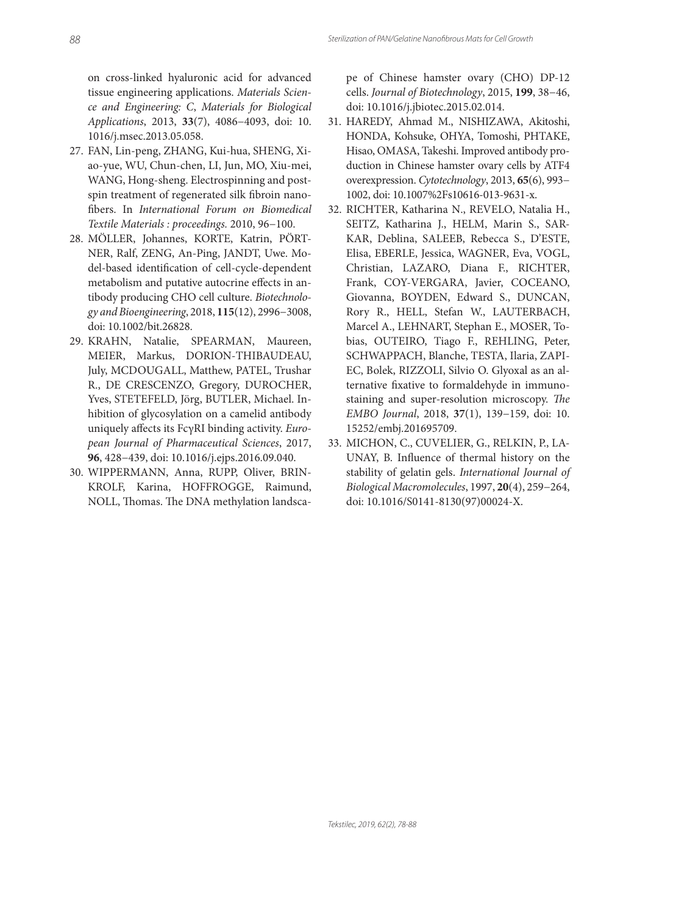on cross-linked hyaluronic acid for advanced tissue engineering applications. *Materials Science and Engineering: C, Materials for Biological Applications*, 2013, **33**(7), 4086−4093, doi: 10.1016/j.msec.2013.05.058.

27. FAN, Lin-peng, ZHANG, Kui-hua, SHENG, Xiao-yue, WU, Chun-chen, LI, Jun, MO, Xiu-mei, WANG, Hong-sheng. Electrospinning and post-spin treatment of regenerated silk fibroin nanofibers. In *International Forum on Biomedical Textile Materials : proceedings.* 2010, 96−100.
28. MÖLLER, Johannes, KORTE, Katrin, PÖRTNER, Ralf, ZENG, An-Ping, JANDT, Uwe. Model-based identification of cell-cycle-dependent metabolism and putative autocrine effects in antibody producing CHO cell culture. *Biotechnology and Bioengineering*, 2018, **115**(12), 2996−3008, doi: 10.1002/bit.26828.
29. KRAHN, Natalie, SPEARMAN, Maureen, MEIER, Markus, DORION-THIBAUDEAU, July, MCDOUGALL, Matthew, PATEL, Trushar R., DE CRESCENZO, Gregory, DUROCHER, Yves, STETEFELD, Jörg, BUTLER, Michael. Inhibition of glycosylation on a camelid antibody uniquely affects its FcγRI binding activity. *European Journal of Pharmaceutical Sciences*, 2017, **96**, 428−439, doi: 10.1016/j.ejps.2016.09.040.
30. WIPPERMANN, Anna, RUPP, Oliver, BRINKROLF, Karina, HOFFROGGE, Raimund, NOLL, Thomas. The DNA methylation landscape of Chinese hamster ovary (CHO) DP-12 cells. *Journal of Biotechnology*, 2015, **199**, 38−46, doi: 10.1016/j.jbiotec.2015.02.014.
31. HAREDY, Ahmad M., NISHIZAWA, Akitoshi, HONDA, Kohsuke, OHYA, Tomoshi, PHTAKE, Hisao, OMASA, Takeshi. Improved antibody production in Chinese hamster ovary cells by ATF4 overexpression. *Cytotechnology*, 2013, **65**(6), 993−1002, doi: 10.1007%2Fs10616-013-9631-x.
32. RICHTER, Katharina N., REVELO, Natalia H., SEITZ, Katharina J., HELM, Marin S., SARKAR, Deblina, SALEEB, Rebecca S., D'ESTE, Elisa, EBERLE, Jessica, WAGNER, Eva, VOGL, Christian, LAZARO, Diana F., RICHTER, Frank, COY-VERGARA, Javier, COCEANO, Giovanna, BOYDEN, Edward S., DUNCAN, Rory R., HELL, Stefan W., LAUTERBACH, Marcel A., LEHNART, Stephan E., MOSER, Tobias, OUTEIRO, Tiago F., REHLING, Peter, SCHWAPPACH, Blanche, TESTA, Ilaria, ZAPIEC, Bolek, RIZZOLI, Silvio O. Glyoxal as an alternative fixative to formaldehyde in immunostaining and super-resolution microscopy. *The EMBO Journal*, 2018, **37**(1), 139−159, doi: 10.15252/embj.201695709.
33. MICHON, C., CUVELIER, G., RELKIN, P., LAUNAY, B. Influence of thermal history on the stability of gelatin gels. *International Journal of Biological Macromolecules*, 1997, **20**(4), 259−264, doi: 10.1016/S0141-8130(97)00024-X.